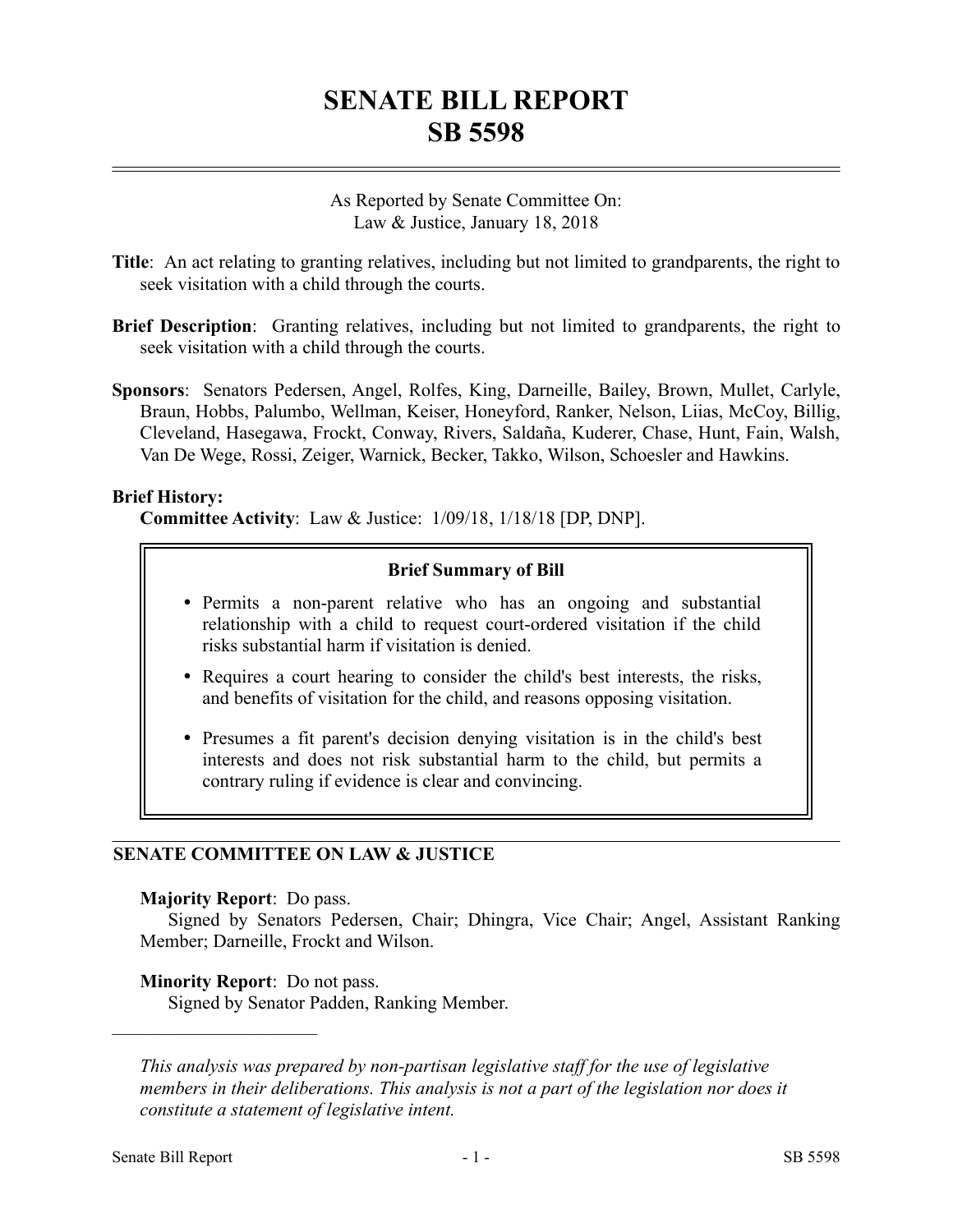# SENATE BILL REPORT
# SB 5598

As Reported by Senate Committee On:
Law & Justice, January 18, 2018

**Title**: An act relating to granting relatives, including but not limited to grandparents, the right to seek visitation with a child through the courts.

**Brief Description**: Granting relatives, including but not limited to grandparents, the right to seek visitation with a child through the courts.

**Sponsors**: Senators Pedersen, Angel, Rolfes, King, Darneille, Bailey, Brown, Mullet, Carlyle, Braun, Hobbs, Palumbo, Wellman, Keiser, Honeyford, Ranker, Nelson, Liias, McCoy, Billig, Cleveland, Hasegawa, Frockt, Conway, Rivers, Saldaña, Kuderer, Chase, Hunt, Fain, Walsh, Van De Wege, Rossi, Zeiger, Warnick, Becker, Takko, Wilson, Schoesler and Hawkins.

**Brief History:**
**Committee Activity**: Law & Justice: 1/09/18, 1/18/18 [DP, DNP].

**Brief Summary of Bill**

- Permits a non-parent relative who has an ongoing and substantial relationship with a child to request court-ordered visitation if the child risks substantial harm if visitation is denied.
- Requires a court hearing to consider the child's best interests, the risks, and benefits of visitation for the child, and reasons opposing visitation.
- Presumes a fit parent's decision denying visitation is in the child's best interests and does not risk substantial harm to the child, but permits a contrary ruling if evidence is clear and convincing.

## SENATE COMMITTEE ON LAW & JUSTICE

**Majority Report**: Do pass.
Signed by Senators Pedersen, Chair; Dhingra, Vice Chair; Angel, Assistant Ranking Member; Darneille, Frockt and Wilson.

**Minority Report**: Do not pass.
Signed by Senator Padden, Ranking Member.

---

*This analysis was prepared by non-partisan legislative staff for the use of legislative members in their deliberations. This analysis is not a part of the legislation nor does it constitute a statement of legislative intent.*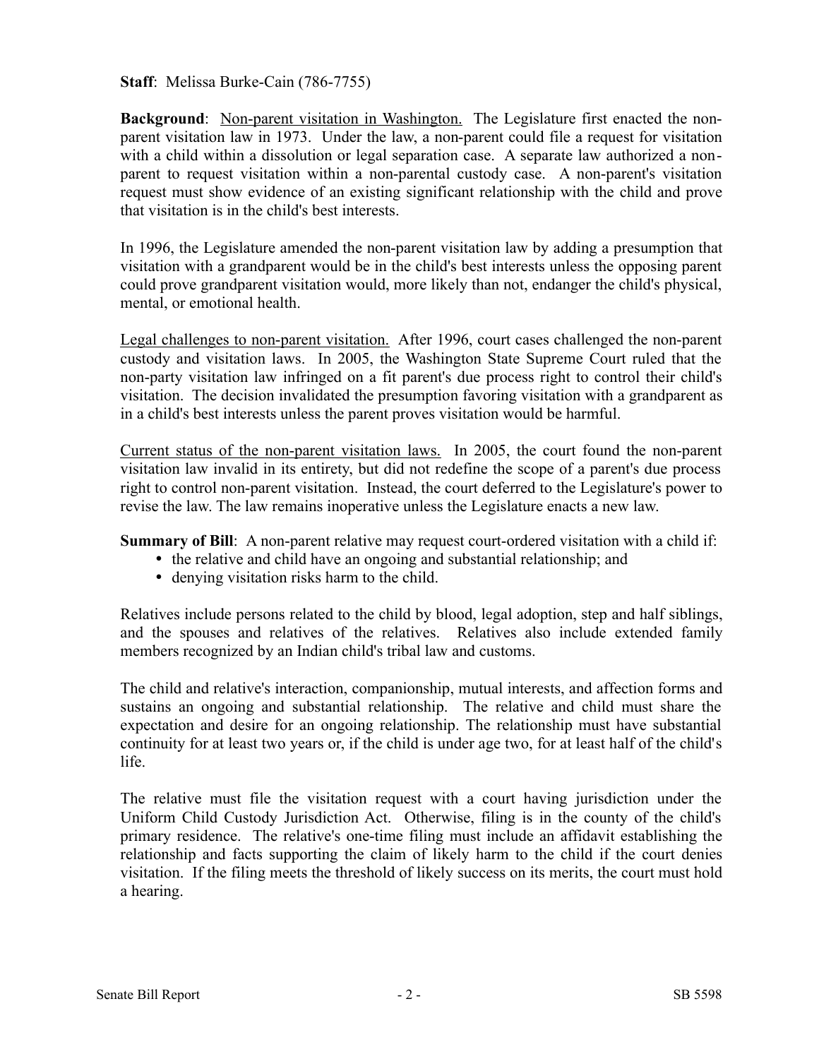**Staff**: Melissa Burke-Cain (786-7755)

**Background**: Non-parent visitation in Washington. The Legislature first enacted the non-parent visitation law in 1973. Under the law, a non-parent could file a request for visitation with a child within a dissolution or legal separation case. A separate law authorized a non-parent to request visitation within a non-parental custody case. A non-parent's visitation request must show evidence of an existing significant relationship with the child and prove that visitation is in the child's best interests.

In 1996, the Legislature amended the non-parent visitation law by adding a presumption that visitation with a grandparent would be in the child's best interests unless the opposing parent could prove grandparent visitation would, more likely than not, endanger the child's physical, mental, or emotional health.

Legal challenges to non-parent visitation. After 1996, court cases challenged the non-parent custody and visitation laws. In 2005, the Washington State Supreme Court ruled that the non-party visitation law infringed on a fit parent's due process right to control their child's visitation. The decision invalidated the presumption favoring visitation with a grandparent as in a child's best interests unless the parent proves visitation would be harmful.

Current status of the non-parent visitation laws. In 2005, the court found the non-parent visitation law invalid in its entirety, but did not redefine the scope of a parent's due process right to control non-parent visitation. Instead, the court deferred to the Legislature's power to revise the law. The law remains inoperative unless the Legislature enacts a new law.

**Summary of Bill**: A non-parent relative may request court-ordered visitation with a child if:

- the relative and child have an ongoing and substantial relationship; and
- denying visitation risks harm to the child.

Relatives include persons related to the child by blood, legal adoption, step and half siblings, and the spouses and relatives of the relatives. Relatives also include extended family members recognized by an Indian child's tribal law and customs.

The child and relative's interaction, companionship, mutual interests, and affection forms and sustains an ongoing and substantial relationship. The relative and child must share the expectation and desire for an ongoing relationship. The relationship must have substantial continuity for at least two years or, if the child is under age two, for at least half of the child's life.

The relative must file the visitation request with a court having jurisdiction under the Uniform Child Custody Jurisdiction Act. Otherwise, filing is in the county of the child's primary residence. The relative's one-time filing must include an affidavit establishing the relationship and facts supporting the claim of likely harm to the child if the court denies visitation. If the filing meets the threshold of likely success on its merits, the court must hold a hearing.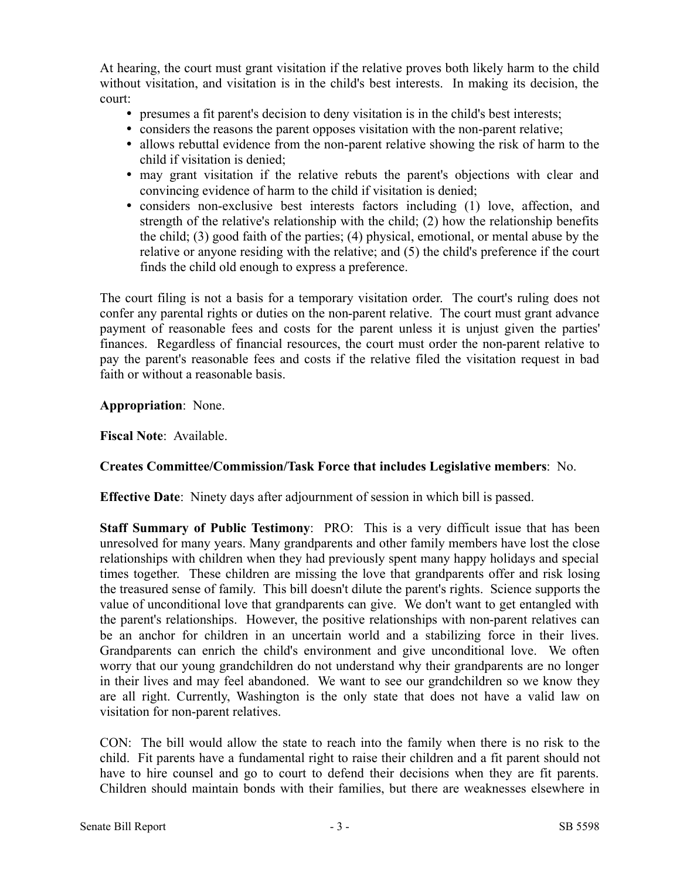At hearing, the court must grant visitation if the relative proves both likely harm to the child without visitation, and visitation is in the child's best interests. In making its decision, the court:

- presumes a fit parent's decision to deny visitation is in the child's best interests;
- considers the reasons the parent opposes visitation with the non-parent relative;
- allows rebuttal evidence from the non-parent relative showing the risk of harm to the child if visitation is denied;
- may grant visitation if the relative rebuts the parent's objections with clear and convincing evidence of harm to the child if visitation is denied;
- considers non-exclusive best interests factors including (1) love, affection, and strength of the relative's relationship with the child; (2) how the relationship benefits the child; (3) good faith of the parties; (4) physical, emotional, or mental abuse by the relative or anyone residing with the relative; and (5) the child's preference if the court finds the child old enough to express a preference.

The court filing is not a basis for a temporary visitation order. The court's ruling does not confer any parental rights or duties on the non-parent relative. The court must grant advance payment of reasonable fees and costs for the parent unless it is unjust given the parties' finances. Regardless of financial resources, the court must order the non-parent relative to pay the parent's reasonable fees and costs if the relative filed the visitation request in bad faith or without a reasonable basis.

**Appropriation**: None.

**Fiscal Note**: Available.

**Creates Committee/Commission/Task Force that includes Legislative members**: No.

**Effective Date**: Ninety days after adjournment of session in which bill is passed.

**Staff Summary of Public Testimony**: PRO: This is a very difficult issue that has been unresolved for many years. Many grandparents and other family members have lost the close relationships with children when they had previously spent many happy holidays and special times together. These children are missing the love that grandparents offer and risk losing the treasured sense of family. This bill doesn't dilute the parent's rights. Science supports the value of unconditional love that grandparents can give. We don't want to get entangled with the parent's relationships. However, the positive relationships with non-parent relatives can be an anchor for children in an uncertain world and a stabilizing force in their lives. Grandparents can enrich the child's environment and give unconditional love. We often worry that our young grandchildren do not understand why their grandparents are no longer in their lives and may feel abandoned. We want to see our grandchildren so we know they are all right. Currently, Washington is the only state that does not have a valid law on visitation for non-parent relatives.

CON: The bill would allow the state to reach into the family when there is no risk to the child. Fit parents have a fundamental right to raise their children and a fit parent should not have to hire counsel and go to court to defend their decisions when they are fit parents. Children should maintain bonds with their families, but there are weaknesses elsewhere in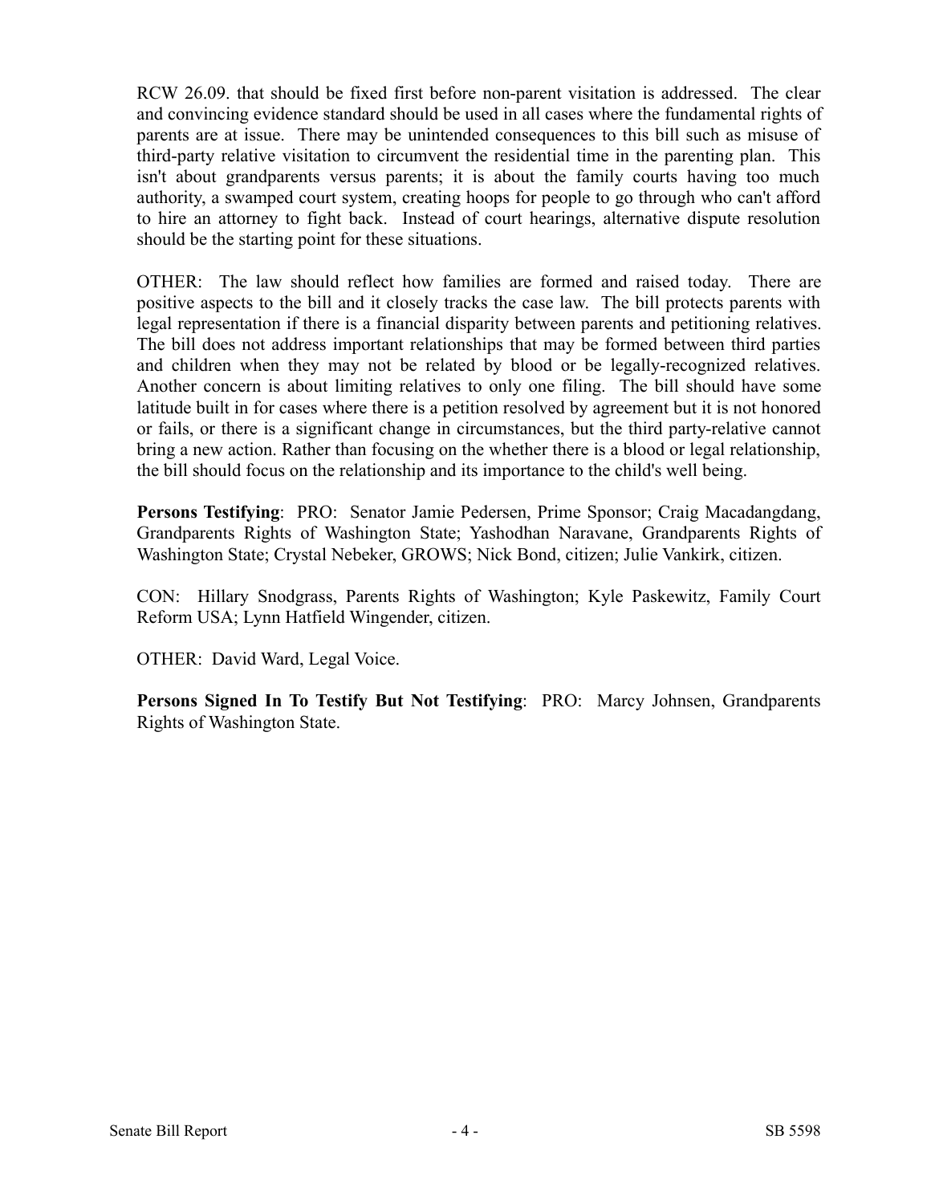RCW 26.09. that should be fixed first before non-parent visitation is addressed. The clear and convincing evidence standard should be used in all cases where the fundamental rights of parents are at issue. There may be unintended consequences to this bill such as misuse of third-party relative visitation to circumvent the residential time in the parenting plan. This isn't about grandparents versus parents; it is about the family courts having too much authority, a swamped court system, creating hoops for people to go through who can't afford to hire an attorney to fight back. Instead of court hearings, alternative dispute resolution should be the starting point for these situations.

OTHER: The law should reflect how families are formed and raised today. There are positive aspects to the bill and it closely tracks the case law. The bill protects parents with legal representation if there is a financial disparity between parents and petitioning relatives. The bill does not address important relationships that may be formed between third parties and children when they may not be related by blood or be legally-recognized relatives. Another concern is about limiting relatives to only one filing. The bill should have some latitude built in for cases where there is a petition resolved by agreement but it is not honored or fails, or there is a significant change in circumstances, but the third party-relative cannot bring a new action. Rather than focusing on the whether there is a blood or legal relationship, the bill should focus on the relationship and its importance to the child's well being.

**Persons Testifying**: PRO: Senator Jamie Pedersen, Prime Sponsor; Craig Macadangdang, Grandparents Rights of Washington State; Yashodhan Naravane, Grandparents Rights of Washington State; Crystal Nebeker, GROWS; Nick Bond, citizen; Julie Vankirk, citizen.

CON: Hillary Snodgrass, Parents Rights of Washington; Kyle Paskewitz, Family Court Reform USA; Lynn Hatfield Wingender, citizen.

OTHER: David Ward, Legal Voice.

**Persons Signed In To Testify But Not Testifying**: PRO: Marcy Johnsen, Grandparents Rights of Washington State.